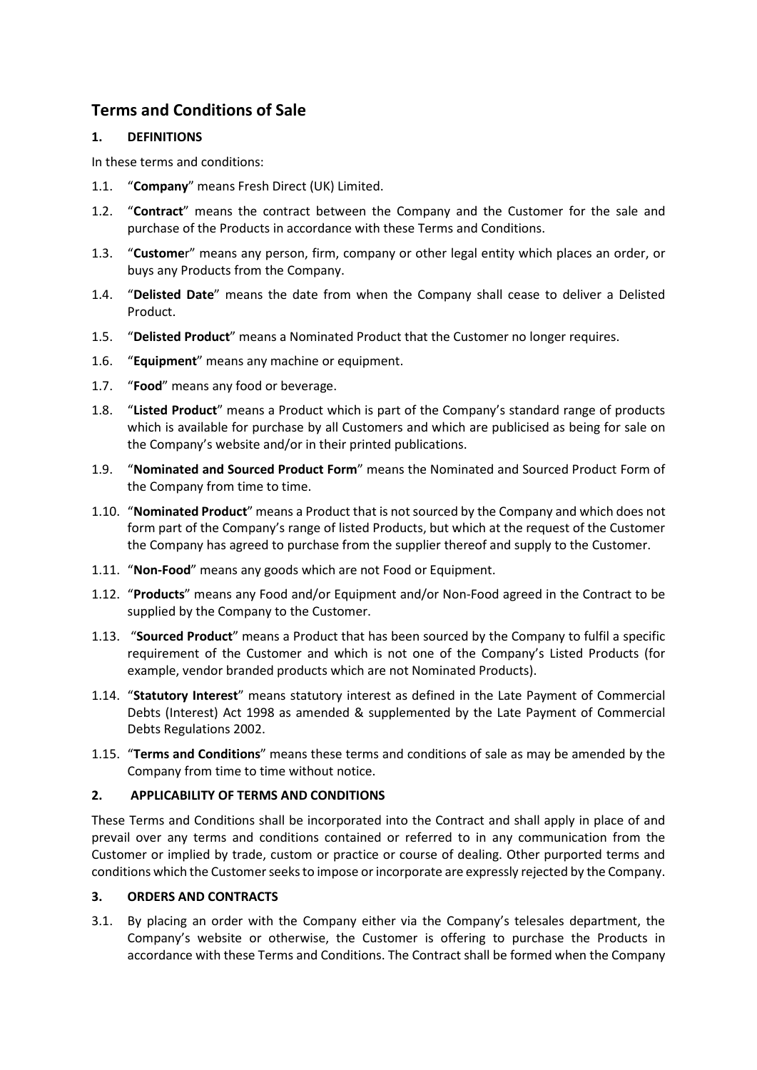# Terms and Conditions of Sale

## 1. DEFINITIONS

In these terms and conditions:

1.1. "**Company**" means Fresh Direct (UK) Limited.

1.2. "**Contract**" means the contract between the Company and the Customer for the sale and purchase of the Products in accordance with these Terms and Conditions.

1.3. "**Custome**r" means any person, firm, company or other legal entity which places an order, or buys any Products from the Company.

1.4. "**Delisted Date**" means the date from when the Company shall cease to deliver a Delisted Product.

1.5. "**Delisted Product**" means a Nominated Product that the Customer no longer requires.

1.6. "**Equipment**" means any machine or equipment.

1.7. "**Food**" means any food or beverage.

1.8. "**Listed Product**" means a Product which is part of the Company's standard range of products which is available for purchase by all Customers and which are publicised as being for sale on the Company's website and/or in their printed publications.

1.9. "**Nominated and Sourced Product Form**" means the Nominated and Sourced Product Form of the Company from time to time.

1.10. "**Nominated Product**" means a Product that is not sourced by the Company and which does not form part of the Company's range of listed Products, but which at the request of the Customer the Company has agreed to purchase from the supplier thereof and supply to the Customer.

1.11. "**Non-Food**" means any goods which are not Food or Equipment.

1.12. "**Products**" means any Food and/or Equipment and/or Non-Food agreed in the Contract to be supplied by the Company to the Customer.

1.13. "**Sourced Product**" means a Product that has been sourced by the Company to fulfil a specific requirement of the Customer and which is not one of the Company's Listed Products (for example, vendor branded products which are not Nominated Products).

1.14. "**Statutory Interest**" means statutory interest as defined in the Late Payment of Commercial Debts (Interest) Act 1998 as amended & supplemented by the Late Payment of Commercial Debts Regulations 2002.

1.15. "**Terms and Conditions**" means these terms and conditions of sale as may be amended by the Company from time to time without notice.

## 2. APPLICABILITY OF TERMS AND CONDITIONS

These Terms and Conditions shall be incorporated into the Contract and shall apply in place of and prevail over any terms and conditions contained or referred to in any communication from the Customer or implied by trade, custom or practice or course of dealing. Other purported terms and conditions which the Customer seeks to impose or incorporate are expressly rejected by the Company.

## 3. ORDERS AND CONTRACTS

3.1. By placing an order with the Company either via the Company's telesales department, the Company's website or otherwise, the Customer is offering to purchase the Products in accordance with these Terms and Conditions. The Contract shall be formed when the Company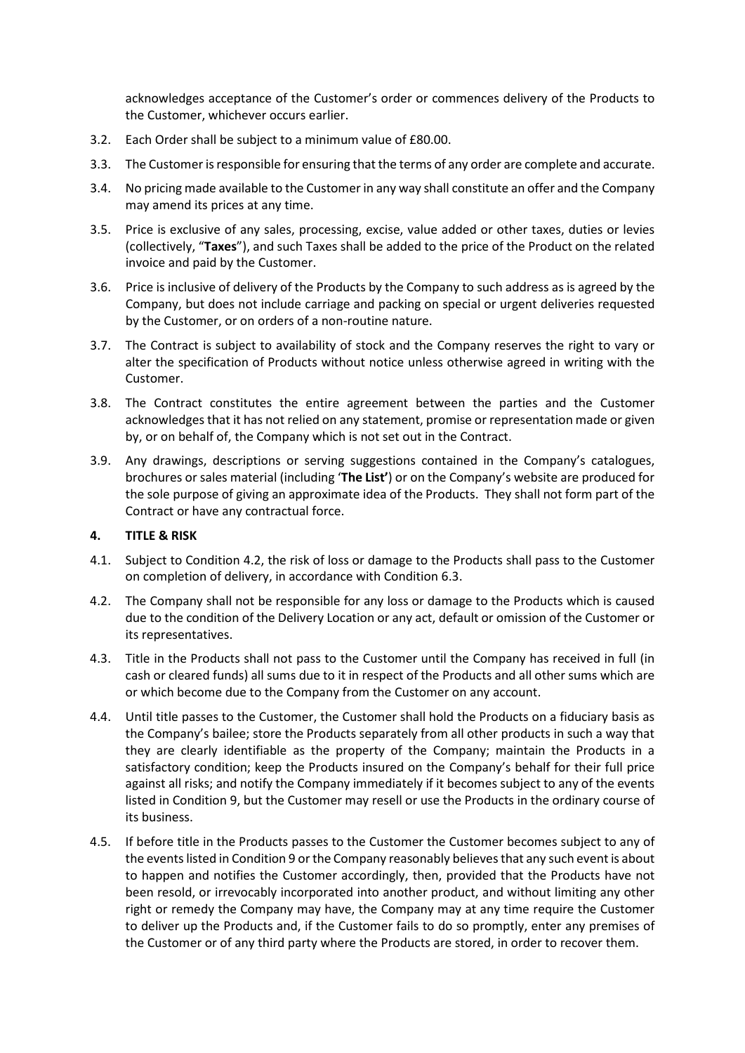acknowledges acceptance of the Customer's order or commences delivery of the Products to the Customer, whichever occurs earlier.

3.2. Each Order shall be subject to a minimum value of £80.00.

3.3. The Customer is responsible for ensuring that the terms of any order are complete and accurate.

3.4. No pricing made available to the Customer in any way shall constitute an offer and the Company may amend its prices at any time.

3.5. Price is exclusive of any sales, processing, excise, value added or other taxes, duties or levies (collectively, "**Taxes**"), and such Taxes shall be added to the price of the Product on the related invoice and paid by the Customer.

3.6. Price is inclusive of delivery of the Products by the Company to such address as is agreed by the Company, but does not include carriage and packing on special or urgent deliveries requested by the Customer, or on orders of a non-routine nature.

3.7. The Contract is subject to availability of stock and the Company reserves the right to vary or alter the specification of Products without notice unless otherwise agreed in writing with the Customer.

3.8. The Contract constitutes the entire agreement between the parties and the Customer acknowledges that it has not relied on any statement, promise or representation made or given by, or on behalf of, the Company which is not set out in the Contract.

3.9. Any drawings, descriptions or serving suggestions contained in the Company's catalogues, brochures or sales material (including '**The List'**) or on the Company's website are produced for the sole purpose of giving an approximate idea of the Products. They shall not form part of the Contract or have any contractual force.

## 4. TITLE & RISK

4.1. Subject to Condition 4.2, the risk of loss or damage to the Products shall pass to the Customer on completion of delivery, in accordance with Condition 6.3.

4.2. The Company shall not be responsible for any loss or damage to the Products which is caused due to the condition of the Delivery Location or any act, default or omission of the Customer or its representatives.

4.3. Title in the Products shall not pass to the Customer until the Company has received in full (in cash or cleared funds) all sums due to it in respect of the Products and all other sums which are or which become due to the Company from the Customer on any account.

4.4. Until title passes to the Customer, the Customer shall hold the Products on a fiduciary basis as the Company's bailee; store the Products separately from all other products in such a way that they are clearly identifiable as the property of the Company; maintain the Products in a satisfactory condition; keep the Products insured on the Company's behalf for their full price against all risks; and notify the Company immediately if it becomes subject to any of the events listed in Condition 9, but the Customer may resell or use the Products in the ordinary course of its business.

4.5. If before title in the Products passes to the Customer the Customer becomes subject to any of the events listed in Condition 9 or the Company reasonably believes that any such event is about to happen and notifies the Customer accordingly, then, provided that the Products have not been resold, or irrevocably incorporated into another product, and without limiting any other right or remedy the Company may have, the Company may at any time require the Customer to deliver up the Products and, if the Customer fails to do so promptly, enter any premises of the Customer or of any third party where the Products are stored, in order to recover them.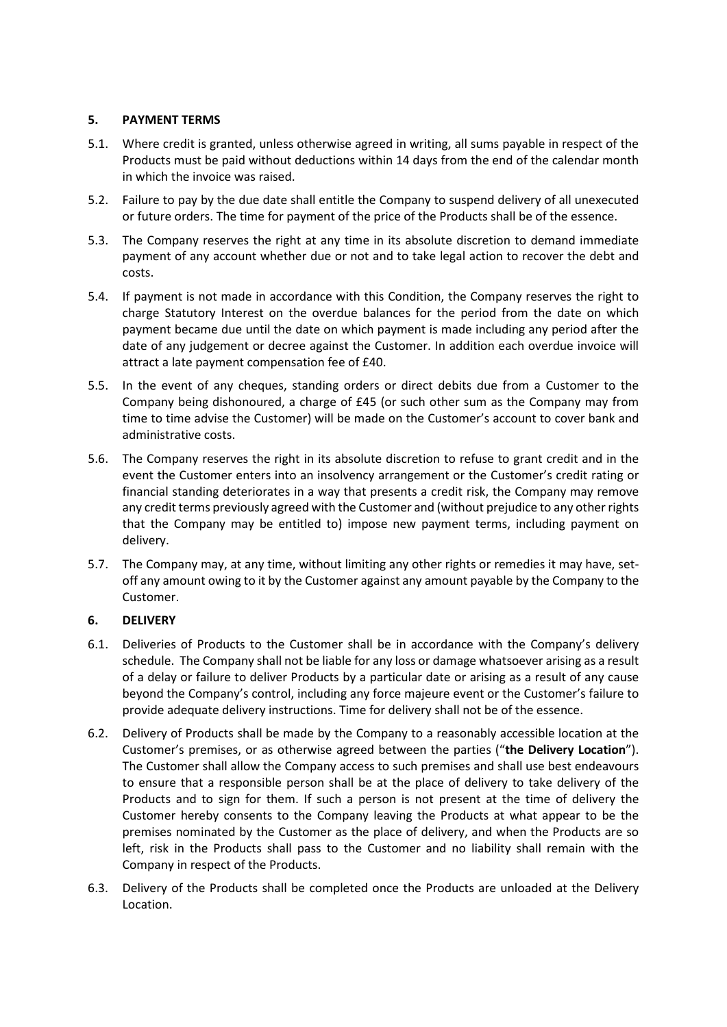## 5. PAYMENT TERMS

5.1. Where credit is granted, unless otherwise agreed in writing, all sums payable in respect of the Products must be paid without deductions within 14 days from the end of the calendar month in which the invoice was raised.

5.2. Failure to pay by the due date shall entitle the Company to suspend delivery of all unexecuted or future orders. The time for payment of the price of the Products shall be of the essence.

5.3. The Company reserves the right at any time in its absolute discretion to demand immediate payment of any account whether due or not and to take legal action to recover the debt and costs.

5.4. If payment is not made in accordance with this Condition, the Company reserves the right to charge Statutory Interest on the overdue balances for the period from the date on which payment became due until the date on which payment is made including any period after the date of any judgement or decree against the Customer. In addition each overdue invoice will attract a late payment compensation fee of £40.

5.5. In the event of any cheques, standing orders or direct debits due from a Customer to the Company being dishonoured, a charge of £45 (or such other sum as the Company may from time to time advise the Customer) will be made on the Customer's account to cover bank and administrative costs.

5.6. The Company reserves the right in its absolute discretion to refuse to grant credit and in the event the Customer enters into an insolvency arrangement or the Customer's credit rating or financial standing deteriorates in a way that presents a credit risk, the Company may remove any credit terms previously agreed with the Customer and (without prejudice to any other rights that the Company may be entitled to) impose new payment terms, including payment on delivery.

5.7. The Company may, at any time, without limiting any other rights or remedies it may have, set-off any amount owing to it by the Customer against any amount payable by the Company to the Customer.

## 6. DELIVERY

6.1. Deliveries of Products to the Customer shall be in accordance with the Company's delivery schedule. The Company shall not be liable for any loss or damage whatsoever arising as a result of a delay or failure to deliver Products by a particular date or arising as a result of any cause beyond the Company's control, including any force majeure event or the Customer's failure to provide adequate delivery instructions. Time for delivery shall not be of the essence.

6.2. Delivery of Products shall be made by the Company to a reasonably accessible location at the Customer's premises, or as otherwise agreed between the parties ("**the Delivery Location**"). The Customer shall allow the Company access to such premises and shall use best endeavours to ensure that a responsible person shall be at the place of delivery to take delivery of the Products and to sign for them. If such a person is not present at the time of delivery the Customer hereby consents to the Company leaving the Products at what appear to be the premises nominated by the Customer as the place of delivery, and when the Products are so left, risk in the Products shall pass to the Customer and no liability shall remain with the Company in respect of the Products.

6.3. Delivery of the Products shall be completed once the Products are unloaded at the Delivery Location.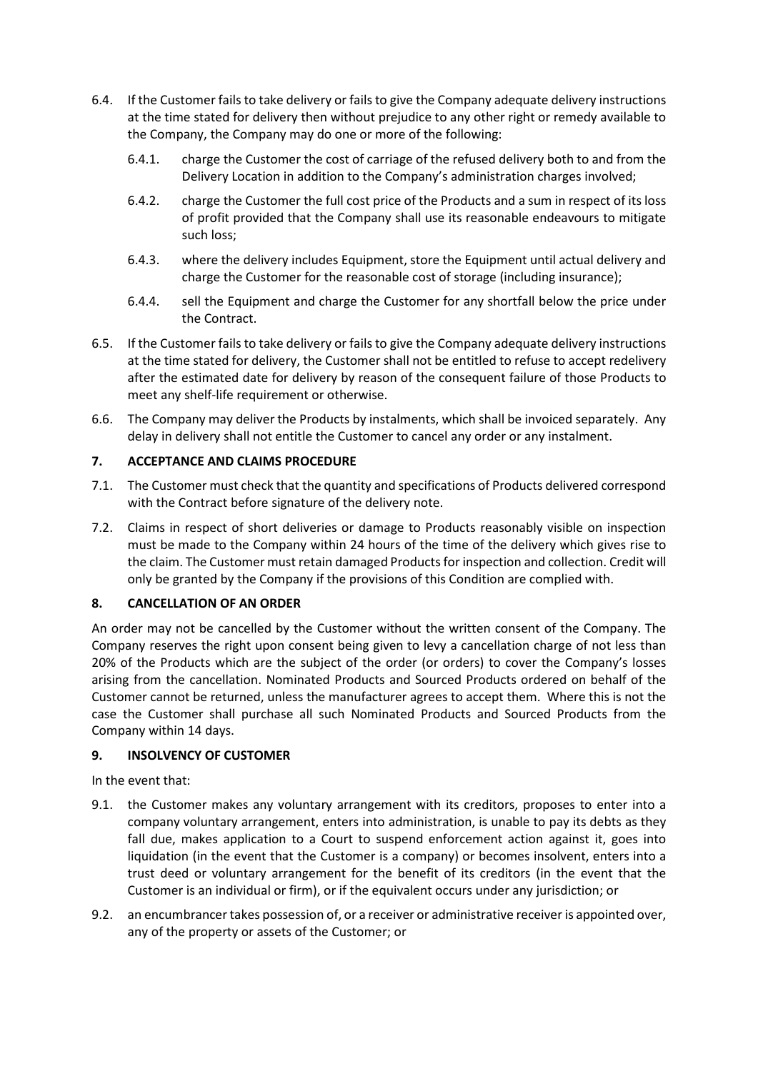6.4. If the Customer fails to take delivery or fails to give the Company adequate delivery instructions at the time stated for delivery then without prejudice to any other right or remedy available to the Company, the Company may do one or more of the following:

6.4.1. charge the Customer the cost of carriage of the refused delivery both to and from the Delivery Location in addition to the Company's administration charges involved;

6.4.2. charge the Customer the full cost price of the Products and a sum in respect of its loss of profit provided that the Company shall use its reasonable endeavours to mitigate such loss;

6.4.3. where the delivery includes Equipment, store the Equipment until actual delivery and charge the Customer for the reasonable cost of storage (including insurance);

6.4.4. sell the Equipment and charge the Customer for any shortfall below the price under the Contract.

6.5. If the Customer fails to take delivery or fails to give the Company adequate delivery instructions at the time stated for delivery, the Customer shall not be entitled to refuse to accept redelivery after the estimated date for delivery by reason of the consequent failure of those Products to meet any shelf-life requirement or otherwise.

6.6. The Company may deliver the Products by instalments, which shall be invoiced separately. Any delay in delivery shall not entitle the Customer to cancel any order or any instalment.

## 7. ACCEPTANCE AND CLAIMS PROCEDURE

7.1. The Customer must check that the quantity and specifications of Products delivered correspond with the Contract before signature of the delivery note.

7.2. Claims in respect of short deliveries or damage to Products reasonably visible on inspection must be made to the Company within 24 hours of the time of the delivery which gives rise to the claim. The Customer must retain damaged Products for inspection and collection. Credit will only be granted by the Company if the provisions of this Condition are complied with.

## 8. CANCELLATION OF AN ORDER

An order may not be cancelled by the Customer without the written consent of the Company. The Company reserves the right upon consent being given to levy a cancellation charge of not less than 20% of the Products which are the subject of the order (or orders) to cover the Company's losses arising from the cancellation. Nominated Products and Sourced Products ordered on behalf of the Customer cannot be returned, unless the manufacturer agrees to accept them. Where this is not the case the Customer shall purchase all such Nominated Products and Sourced Products from the Company within 14 days.

## 9. INSOLVENCY OF CUSTOMER

In the event that:

9.1. the Customer makes any voluntary arrangement with its creditors, proposes to enter into a company voluntary arrangement, enters into administration, is unable to pay its debts as they fall due, makes application to a Court to suspend enforcement action against it, goes into liquidation (in the event that the Customer is a company) or becomes insolvent, enters into a trust deed or voluntary arrangement for the benefit of its creditors (in the event that the Customer is an individual or firm), or if the equivalent occurs under any jurisdiction; or

9.2. an encumbrancer takes possession of, or a receiver or administrative receiver is appointed over, any of the property or assets of the Customer; or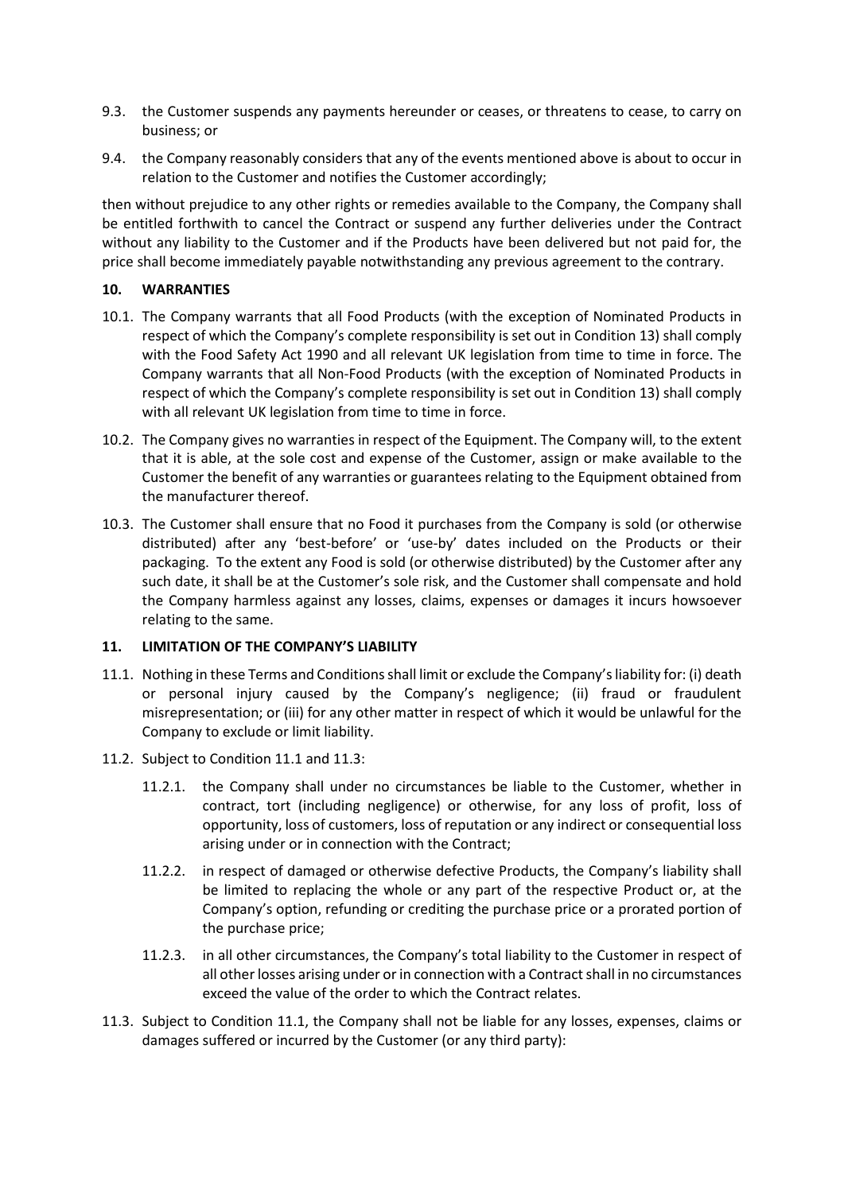9.3. the Customer suspends any payments hereunder or ceases, or threatens to cease, to carry on business; or

9.4. the Company reasonably considers that any of the events mentioned above is about to occur in relation to the Customer and notifies the Customer accordingly;

then without prejudice to any other rights or remedies available to the Company, the Company shall be entitled forthwith to cancel the Contract or suspend any further deliveries under the Contract without any liability to the Customer and if the Products have been delivered but not paid for, the price shall become immediately payable notwithstanding any previous agreement to the contrary.

## 10. WARRANTIES

10.1. The Company warrants that all Food Products (with the exception of Nominated Products in respect of which the Company's complete responsibility is set out in Condition 13) shall comply with the Food Safety Act 1990 and all relevant UK legislation from time to time in force. The Company warrants that all Non-Food Products (with the exception of Nominated Products in respect of which the Company's complete responsibility is set out in Condition 13) shall comply with all relevant UK legislation from time to time in force.

10.2. The Company gives no warranties in respect of the Equipment. The Company will, to the extent that it is able, at the sole cost and expense of the Customer, assign or make available to the Customer the benefit of any warranties or guarantees relating to the Equipment obtained from the manufacturer thereof.

10.3. The Customer shall ensure that no Food it purchases from the Company is sold (or otherwise distributed) after any 'best-before' or 'use-by' dates included on the Products or their packaging. To the extent any Food is sold (or otherwise distributed) by the Customer after any such date, it shall be at the Customer's sole risk, and the Customer shall compensate and hold the Company harmless against any losses, claims, expenses or damages it incurs howsoever relating to the same.

## 11. LIMITATION OF THE COMPANY'S LIABILITY

11.1. Nothing in these Terms and Conditions shall limit or exclude the Company's liability for: (i) death or personal injury caused by the Company's negligence; (ii) fraud or fraudulent misrepresentation; or (iii) for any other matter in respect of which it would be unlawful for the Company to exclude or limit liability.

11.2. Subject to Condition 11.1 and 11.3:

11.2.1. the Company shall under no circumstances be liable to the Customer, whether in contract, tort (including negligence) or otherwise, for any loss of profit, loss of opportunity, loss of customers, loss of reputation or any indirect or consequential loss arising under or in connection with the Contract;

11.2.2. in respect of damaged or otherwise defective Products, the Company's liability shall be limited to replacing the whole or any part of the respective Product or, at the Company's option, refunding or crediting the purchase price or a prorated portion of the purchase price;

11.2.3. in all other circumstances, the Company's total liability to the Customer in respect of all other losses arising under or in connection with a Contract shall in no circumstances exceed the value of the order to which the Contract relates.

11.3. Subject to Condition 11.1, the Company shall not be liable for any losses, expenses, claims or damages suffered or incurred by the Customer (or any third party):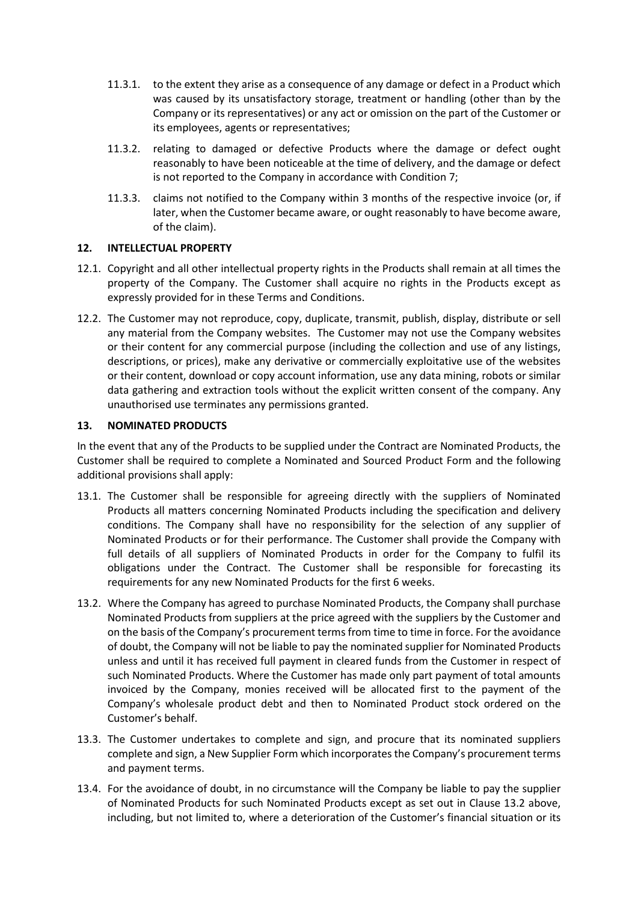11.3.1. to the extent they arise as a consequence of any damage or defect in a Product which was caused by its unsatisfactory storage, treatment or handling (other than by the Company or its representatives) or any act or omission on the part of the Customer or its employees, agents or representatives;

11.3.2. relating to damaged or defective Products where the damage or defect ought reasonably to have been noticeable at the time of delivery, and the damage or defect is not reported to the Company in accordance with Condition 7;

11.3.3. claims not notified to the Company within 3 months of the respective invoice (or, if later, when the Customer became aware, or ought reasonably to have become aware, of the claim).

## 12. INTELLECTUAL PROPERTY

12.1. Copyright and all other intellectual property rights in the Products shall remain at all times the property of the Company. The Customer shall acquire no rights in the Products except as expressly provided for in these Terms and Conditions.

12.2. The Customer may not reproduce, copy, duplicate, transmit, publish, display, distribute or sell any material from the Company websites. The Customer may not use the Company websites or their content for any commercial purpose (including the collection and use of any listings, descriptions, or prices), make any derivative or commercially exploitative use of the websites or their content, download or copy account information, use any data mining, robots or similar data gathering and extraction tools without the explicit written consent of the company. Any unauthorised use terminates any permissions granted.

## 13. NOMINATED PRODUCTS

In the event that any of the Products to be supplied under the Contract are Nominated Products, the Customer shall be required to complete a Nominated and Sourced Product Form and the following additional provisions shall apply:

13.1. The Customer shall be responsible for agreeing directly with the suppliers of Nominated Products all matters concerning Nominated Products including the specification and delivery conditions. The Company shall have no responsibility for the selection of any supplier of Nominated Products or for their performance. The Customer shall provide the Company with full details of all suppliers of Nominated Products in order for the Company to fulfil its obligations under the Contract. The Customer shall be responsible for forecasting its requirements for any new Nominated Products for the first 6 weeks.

13.2. Where the Company has agreed to purchase Nominated Products, the Company shall purchase Nominated Products from suppliers at the price agreed with the suppliers by the Customer and on the basis of the Company's procurement terms from time to time in force. For the avoidance of doubt, the Company will not be liable to pay the nominated supplier for Nominated Products unless and until it has received full payment in cleared funds from the Customer in respect of such Nominated Products. Where the Customer has made only part payment of total amounts invoiced by the Company, monies received will be allocated first to the payment of the Company's wholesale product debt and then to Nominated Product stock ordered on the Customer's behalf.

13.3. The Customer undertakes to complete and sign, and procure that its nominated suppliers complete and sign, a New Supplier Form which incorporates the Company's procurement terms and payment terms.

13.4. For the avoidance of doubt, in no circumstance will the Company be liable to pay the supplier of Nominated Products for such Nominated Products except as set out in Clause 13.2 above, including, but not limited to, where a deterioration of the Customer's financial situation or its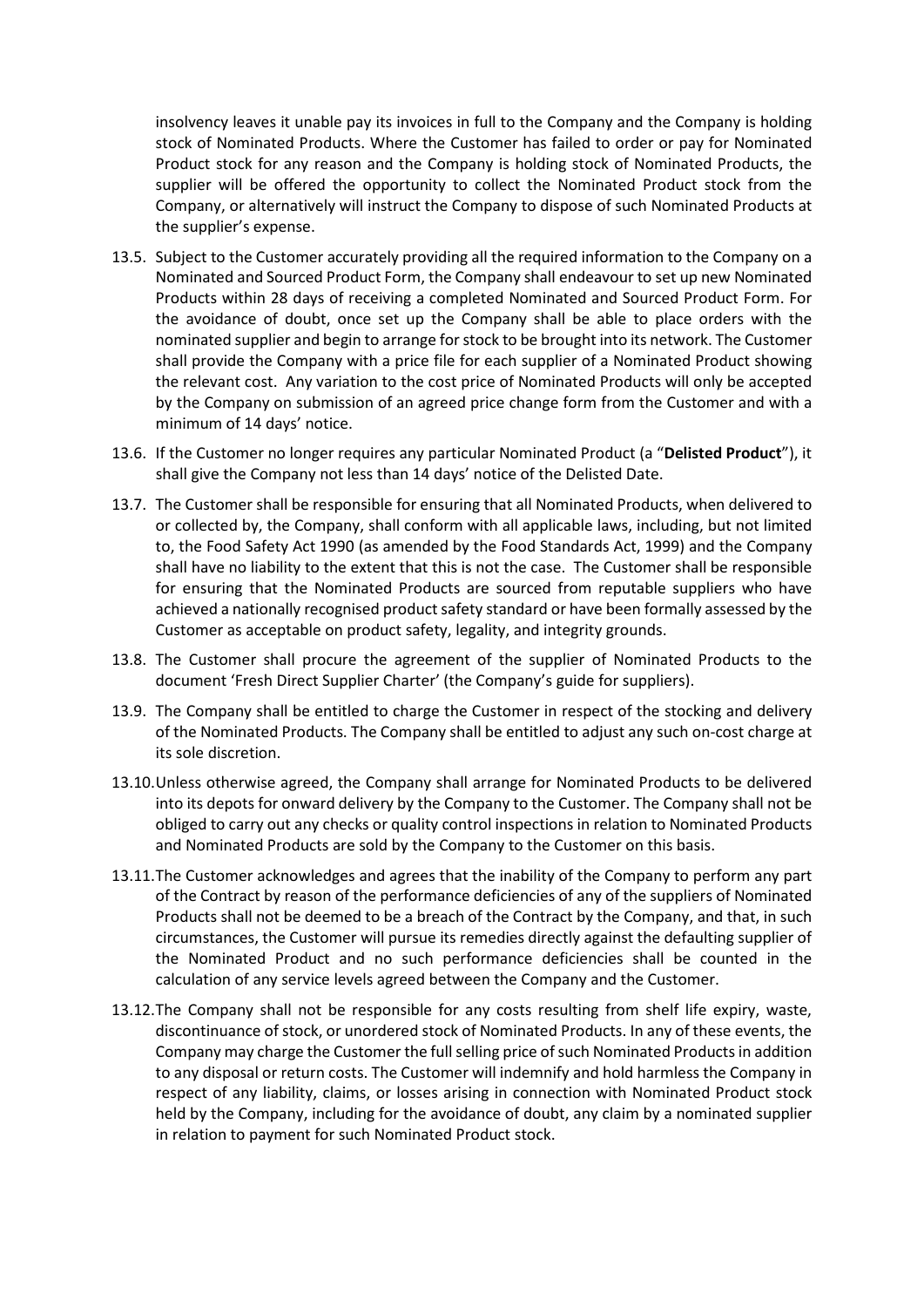insolvency leaves it unable pay its invoices in full to the Company and the Company is holding stock of Nominated Products. Where the Customer has failed to order or pay for Nominated Product stock for any reason and the Company is holding stock of Nominated Products, the supplier will be offered the opportunity to collect the Nominated Product stock from the Company, or alternatively will instruct the Company to dispose of such Nominated Products at the supplier's expense.

13.5. Subject to the Customer accurately providing all the required information to the Company on a Nominated and Sourced Product Form, the Company shall endeavour to set up new Nominated Products within 28 days of receiving a completed Nominated and Sourced Product Form. For the avoidance of doubt, once set up the Company shall be able to place orders with the nominated supplier and begin to arrange for stock to be brought into its network. The Customer shall provide the Company with a price file for each supplier of a Nominated Product showing the relevant cost. Any variation to the cost price of Nominated Products will only be accepted by the Company on submission of an agreed price change form from the Customer and with a minimum of 14 days' notice.

13.6. If the Customer no longer requires any particular Nominated Product (a "**Delisted Product**"), it shall give the Company not less than 14 days' notice of the Delisted Date.

13.7. The Customer shall be responsible for ensuring that all Nominated Products, when delivered to or collected by, the Company, shall conform with all applicable laws, including, but not limited to, the Food Safety Act 1990 (as amended by the Food Standards Act, 1999) and the Company shall have no liability to the extent that this is not the case. The Customer shall be responsible for ensuring that the Nominated Products are sourced from reputable suppliers who have achieved a nationally recognised product safety standard or have been formally assessed by the Customer as acceptable on product safety, legality, and integrity grounds.

13.8. The Customer shall procure the agreement of the supplier of Nominated Products to the document 'Fresh Direct Supplier Charter' (the Company's guide for suppliers).

13.9. The Company shall be entitled to charge the Customer in respect of the stocking and delivery of the Nominated Products. The Company shall be entitled to adjust any such on-cost charge at its sole discretion.

13.10. Unless otherwise agreed, the Company shall arrange for Nominated Products to be delivered into its depots for onward delivery by the Company to the Customer. The Company shall not be obliged to carry out any checks or quality control inspections in relation to Nominated Products and Nominated Products are sold by the Company to the Customer on this basis.

13.11. The Customer acknowledges and agrees that the inability of the Company to perform any part of the Contract by reason of the performance deficiencies of any of the suppliers of Nominated Products shall not be deemed to be a breach of the Contract by the Company, and that, in such circumstances, the Customer will pursue its remedies directly against the defaulting supplier of the Nominated Product and no such performance deficiencies shall be counted in the calculation of any service levels agreed between the Company and the Customer.

13.12. The Company shall not be responsible for any costs resulting from shelf life expiry, waste, discontinuance of stock, or unordered stock of Nominated Products. In any of these events, the Company may charge the Customer the full selling price of such Nominated Products in addition to any disposal or return costs. The Customer will indemnify and hold harmless the Company in respect of any liability, claims, or losses arising in connection with Nominated Product stock held by the Company, including for the avoidance of doubt, any claim by a nominated supplier in relation to payment for such Nominated Product stock.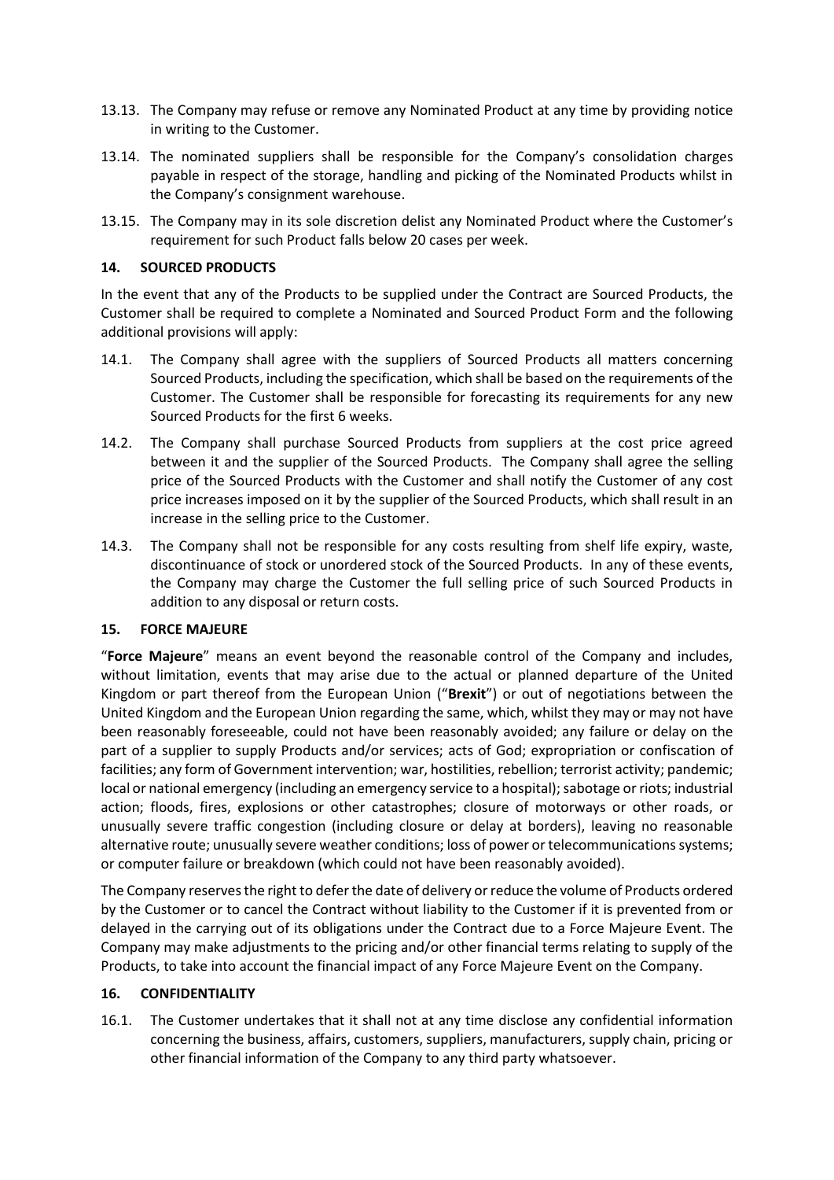13.13. The Company may refuse or remove any Nominated Product at any time by providing notice in writing to the Customer.

13.14. The nominated suppliers shall be responsible for the Company's consolidation charges payable in respect of the storage, handling and picking of the Nominated Products whilst in the Company's consignment warehouse.

13.15. The Company may in its sole discretion delist any Nominated Product where the Customer's requirement for such Product falls below 20 cases per week.

## 14. SOURCED PRODUCTS

In the event that any of the Products to be supplied under the Contract are Sourced Products, the Customer shall be required to complete a Nominated and Sourced Product Form and the following additional provisions will apply:

14.1. The Company shall agree with the suppliers of Sourced Products all matters concerning Sourced Products, including the specification, which shall be based on the requirements of the Customer. The Customer shall be responsible for forecasting its requirements for any new Sourced Products for the first 6 weeks.

14.2. The Company shall purchase Sourced Products from suppliers at the cost price agreed between it and the supplier of the Sourced Products. The Company shall agree the selling price of the Sourced Products with the Customer and shall notify the Customer of any cost price increases imposed on it by the supplier of the Sourced Products, which shall result in an increase in the selling price to the Customer.

14.3. The Company shall not be responsible for any costs resulting from shelf life expiry, waste, discontinuance of stock or unordered stock of the Sourced Products. In any of these events, the Company may charge the Customer the full selling price of such Sourced Products in addition to any disposal or return costs.

## 15. FORCE MAJEURE

"**Force Majeure**" means an event beyond the reasonable control of the Company and includes, without limitation, events that may arise due to the actual or planned departure of the United Kingdom or part thereof from the European Union ("**Brexit**") or out of negotiations between the United Kingdom and the European Union regarding the same, which, whilst they may or may not have been reasonably foreseeable, could not have been reasonably avoided; any failure or delay on the part of a supplier to supply Products and/or services; acts of God; expropriation or confiscation of facilities; any form of Government intervention; war, hostilities, rebellion; terrorist activity; pandemic; local or national emergency (including an emergency service to a hospital); sabotage or riots; industrial action; floods, fires, explosions or other catastrophes; closure of motorways or other roads, or unusually severe traffic congestion (including closure or delay at borders), leaving no reasonable alternative route; unusually severe weather conditions; loss of power or telecommunications systems; or computer failure or breakdown (which could not have been reasonably avoided).

The Company reserves the right to defer the date of delivery or reduce the volume of Products ordered by the Customer or to cancel the Contract without liability to the Customer if it is prevented from or delayed in the carrying out of its obligations under the Contract due to a Force Majeure Event. The Company may make adjustments to the pricing and/or other financial terms relating to supply of the Products, to take into account the financial impact of any Force Majeure Event on the Company.

## 16. CONFIDENTIALITY

16.1. The Customer undertakes that it shall not at any time disclose any confidential information concerning the business, affairs, customers, suppliers, manufacturers, supply chain, pricing or other financial information of the Company to any third party whatsoever.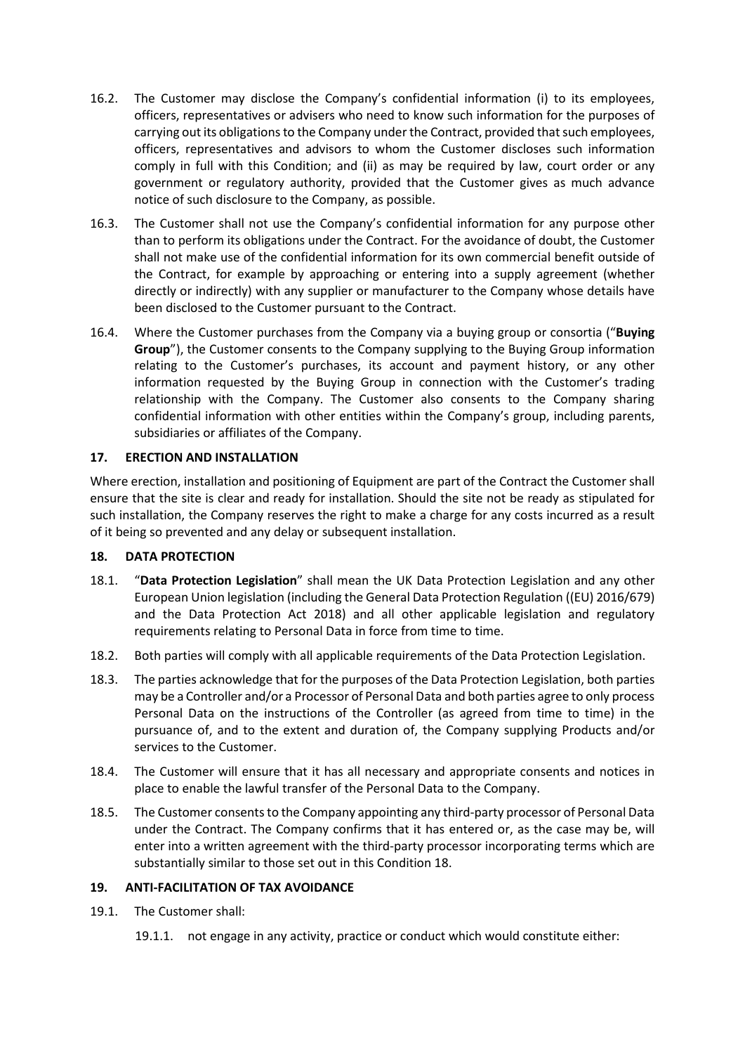16.2. The Customer may disclose the Company's confidential information (i) to its employees, officers, representatives or advisers who need to know such information for the purposes of carrying out its obligations to the Company under the Contract, provided that such employees, officers, representatives and advisors to whom the Customer discloses such information comply in full with this Condition; and (ii) as may be required by law, court order or any government or regulatory authority, provided that the Customer gives as much advance notice of such disclosure to the Company, as possible.

16.3. The Customer shall not use the Company's confidential information for any purpose other than to perform its obligations under the Contract. For the avoidance of doubt, the Customer shall not make use of the confidential information for its own commercial benefit outside of the Contract, for example by approaching or entering into a supply agreement (whether directly or indirectly) with any supplier or manufacturer to the Company whose details have been disclosed to the Customer pursuant to the Contract.

16.4. Where the Customer purchases from the Company via a buying group or consortia ("**Buying Group**"), the Customer consents to the Company supplying to the Buying Group information relating to the Customer's purchases, its account and payment history, or any other information requested by the Buying Group in connection with the Customer's trading relationship with the Company. The Customer also consents to the Company sharing confidential information with other entities within the Company's group, including parents, subsidiaries or affiliates of the Company.

## 17. ERECTION AND INSTALLATION

Where erection, installation and positioning of Equipment are part of the Contract the Customer shall ensure that the site is clear and ready for installation. Should the site not be ready as stipulated for such installation, the Company reserves the right to make a charge for any costs incurred as a result of it being so prevented and any delay or subsequent installation.

## 18. DATA PROTECTION

18.1. "**Data Protection Legislation**" shall mean the UK Data Protection Legislation and any other European Union legislation (including the General Data Protection Regulation ((EU) 2016/679) and the Data Protection Act 2018) and all other applicable legislation and regulatory requirements relating to Personal Data in force from time to time.

18.2. Both parties will comply with all applicable requirements of the Data Protection Legislation.

18.3. The parties acknowledge that for the purposes of the Data Protection Legislation, both parties may be a Controller and/or a Processor of Personal Data and both parties agree to only process Personal Data on the instructions of the Controller (as agreed from time to time) in the pursuance of, and to the extent and duration of, the Company supplying Products and/or services to the Customer.

18.4. The Customer will ensure that it has all necessary and appropriate consents and notices in place to enable the lawful transfer of the Personal Data to the Company.

18.5. The Customer consents to the Company appointing any third-party processor of Personal Data under the Contract. The Company confirms that it has entered or, as the case may be, will enter into a written agreement with the third-party processor incorporating terms which are substantially similar to those set out in this Condition 18.

## 19. ANTI-FACILITATION OF TAX AVOIDANCE

19.1. The Customer shall:

19.1.1. not engage in any activity, practice or conduct which would constitute either: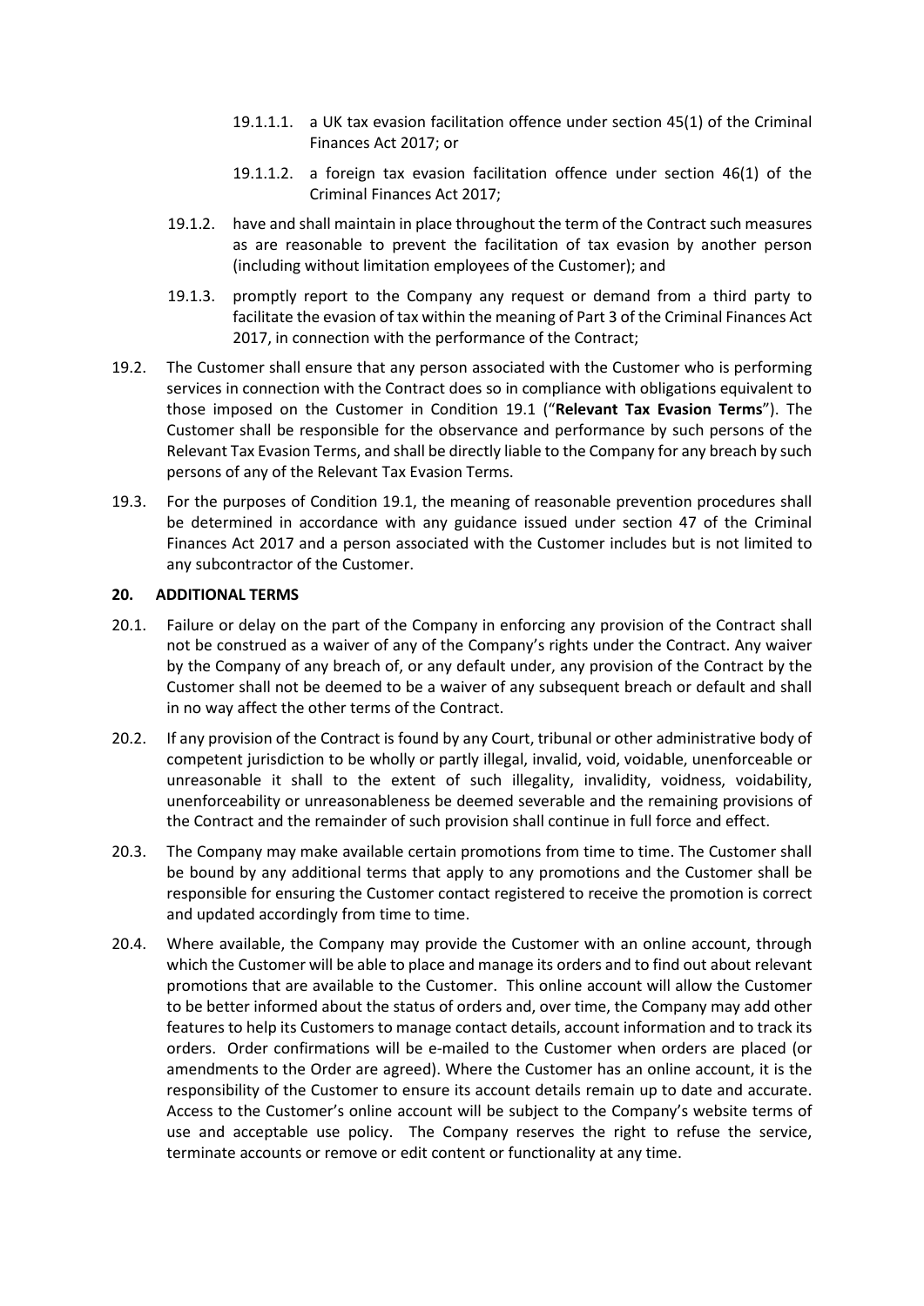19.1.1.1. a UK tax evasion facilitation offence under section 45(1) of the Criminal Finances Act 2017; or

19.1.1.2. a foreign tax evasion facilitation offence under section 46(1) of the Criminal Finances Act 2017;

19.1.2. have and shall maintain in place throughout the term of the Contract such measures as are reasonable to prevent the facilitation of tax evasion by another person (including without limitation employees of the Customer); and

19.1.3. promptly report to the Company any request or demand from a third party to facilitate the evasion of tax within the meaning of Part 3 of the Criminal Finances Act 2017, in connection with the performance of the Contract;

19.2. The Customer shall ensure that any person associated with the Customer who is performing services in connection with the Contract does so in compliance with obligations equivalent to those imposed on the Customer in Condition 19.1 ("**Relevant Tax Evasion Terms**"). The Customer shall be responsible for the observance and performance by such persons of the Relevant Tax Evasion Terms, and shall be directly liable to the Company for any breach by such persons of any of the Relevant Tax Evasion Terms.

19.3. For the purposes of Condition 19.1, the meaning of reasonable prevention procedures shall be determined in accordance with any guidance issued under section 47 of the Criminal Finances Act 2017 and a person associated with the Customer includes but is not limited to any subcontractor of the Customer.

## 20. ADDITIONAL TERMS

20.1. Failure or delay on the part of the Company in enforcing any provision of the Contract shall not be construed as a waiver of any of the Company's rights under the Contract. Any waiver by the Company of any breach of, or any default under, any provision of the Contract by the Customer shall not be deemed to be a waiver of any subsequent breach or default and shall in no way affect the other terms of the Contract.

20.2. If any provision of the Contract is found by any Court, tribunal or other administrative body of competent jurisdiction to be wholly or partly illegal, invalid, void, voidable, unenforceable or unreasonable it shall to the extent of such illegality, invalidity, voidness, voidability, unenforceability or unreasonableness be deemed severable and the remaining provisions of the Contract and the remainder of such provision shall continue in full force and effect.

20.3. The Company may make available certain promotions from time to time. The Customer shall be bound by any additional terms that apply to any promotions and the Customer shall be responsible for ensuring the Customer contact registered to receive the promotion is correct and updated accordingly from time to time.

20.4. Where available, the Company may provide the Customer with an online account, through which the Customer will be able to place and manage its orders and to find out about relevant promotions that are available to the Customer. This online account will allow the Customer to be better informed about the status of orders and, over time, the Company may add other features to help its Customers to manage contact details, account information and to track its orders. Order confirmations will be e-mailed to the Customer when orders are placed (or amendments to the Order are agreed). Where the Customer has an online account, it is the responsibility of the Customer to ensure its account details remain up to date and accurate. Access to the Customer's online account will be subject to the Company's website terms of use and acceptable use policy. The Company reserves the right to refuse the service, terminate accounts or remove or edit content or functionality at any time.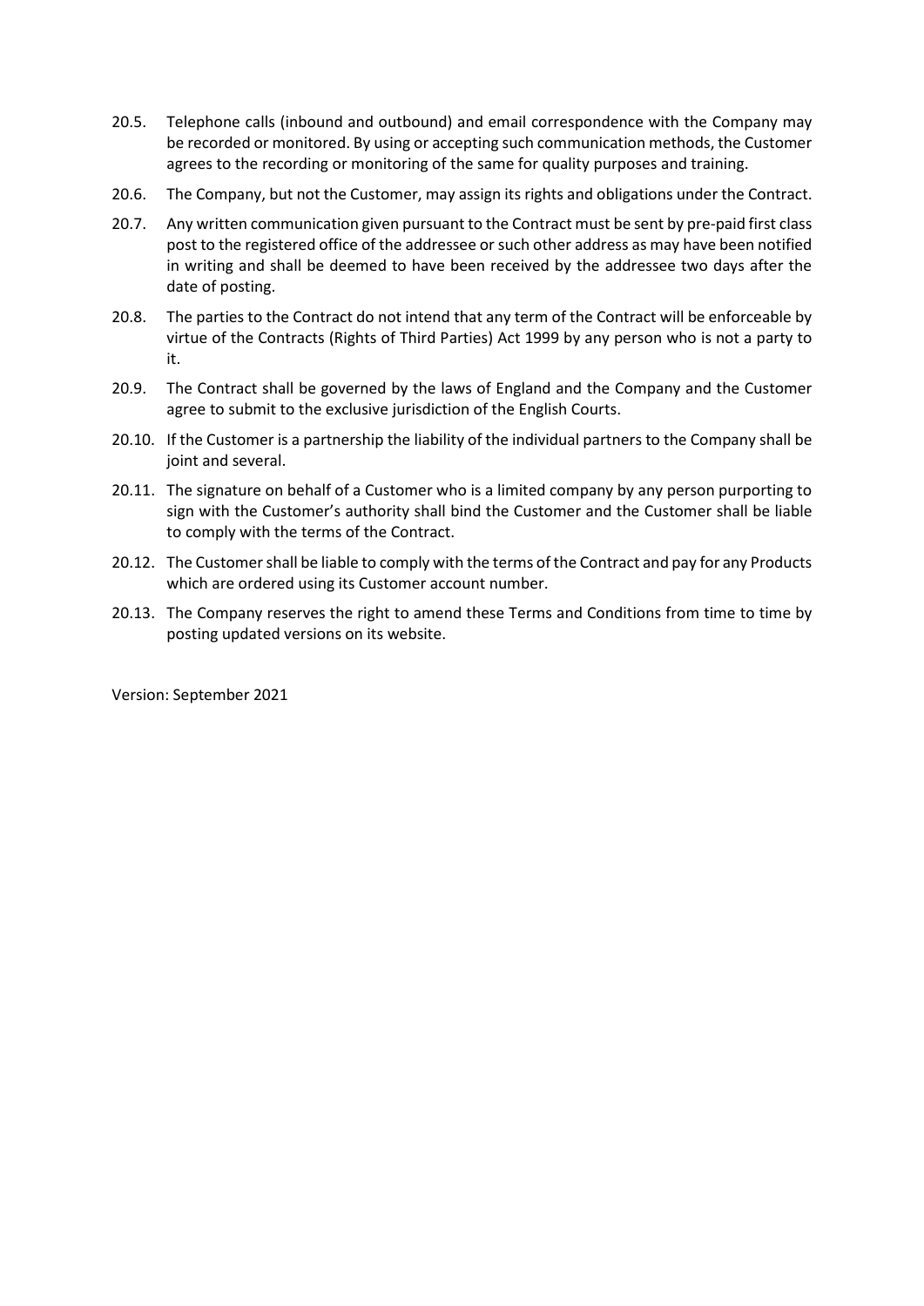20.5. Telephone calls (inbound and outbound) and email correspondence with the Company may be recorded or monitored. By using or accepting such communication methods, the Customer agrees to the recording or monitoring of the same for quality purposes and training.

20.6. The Company, but not the Customer, may assign its rights and obligations under the Contract.

20.7. Any written communication given pursuant to the Contract must be sent by pre-paid first class post to the registered office of the addressee or such other address as may have been notified in writing and shall be deemed to have been received by the addressee two days after the date of posting.

20.8. The parties to the Contract do not intend that any term of the Contract will be enforceable by virtue of the Contracts (Rights of Third Parties) Act 1999 by any person who is not a party to it.

20.9. The Contract shall be governed by the laws of England and the Company and the Customer agree to submit to the exclusive jurisdiction of the English Courts.

20.10. If the Customer is a partnership the liability of the individual partners to the Company shall be joint and several.

20.11. The signature on behalf of a Customer who is a limited company by any person purporting to sign with the Customer's authority shall bind the Customer and the Customer shall be liable to comply with the terms of the Contract.

20.12. The Customer shall be liable to comply with the terms of the Contract and pay for any Products which are ordered using its Customer account number.

20.13. The Company reserves the right to amend these Terms and Conditions from time to time by posting updated versions on its website.

Version: September 2021